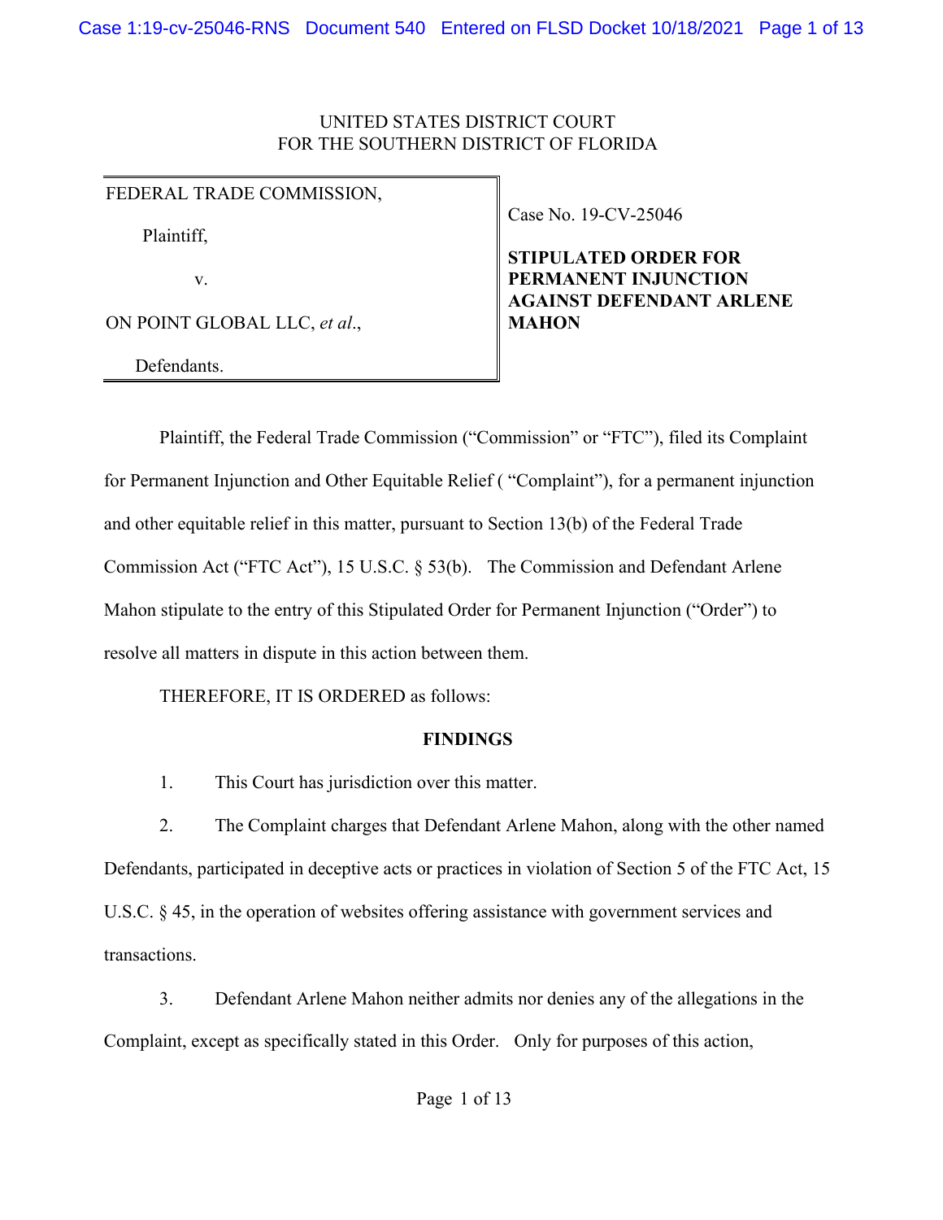UNITED STATES DISTRICT COURT
FOR THE SOUTHERN DISTRICT OF FLORIDA

| | |
|---|---|
| FEDERAL TRADE COMMISSION,<br><br>Plaintiff,<br><br>v.<br><br>ON POINT GLOBAL LLC, *et al*.,<br><br>Defendants. | Case No. 19-CV-25046<br><br>**STIPULATED ORDER FOR PERMANENT INJUNCTION AGAINST DEFENDANT ARLENE MAHON** |

Plaintiff, the Federal Trade Commission ("Commission" or "FTC"), filed its Complaint for Permanent Injunction and Other Equitable Relief ( "Complaint"), for a permanent injunction and other equitable relief in this matter, pursuant to Section 13(b) of the Federal Trade Commission Act ("FTC Act"), 15 U.S.C. § 53(b). The Commission and Defendant Arlene Mahon stipulate to the entry of this Stipulated Order for Permanent Injunction ("Order") to resolve all matters in dispute in this action between them.

THEREFORE, IT IS ORDERED as follows:

## FINDINGS

1. This Court has jurisdiction over this matter.

2. The Complaint charges that Defendant Arlene Mahon, along with the other named Defendants, participated in deceptive acts or practices in violation of Section 5 of the FTC Act, 15 U.S.C. § 45, in the operation of websites offering assistance with government services and transactions.

3. Defendant Arlene Mahon neither admits nor denies any of the allegations in the Complaint, except as specifically stated in this Order. Only for purposes of this action,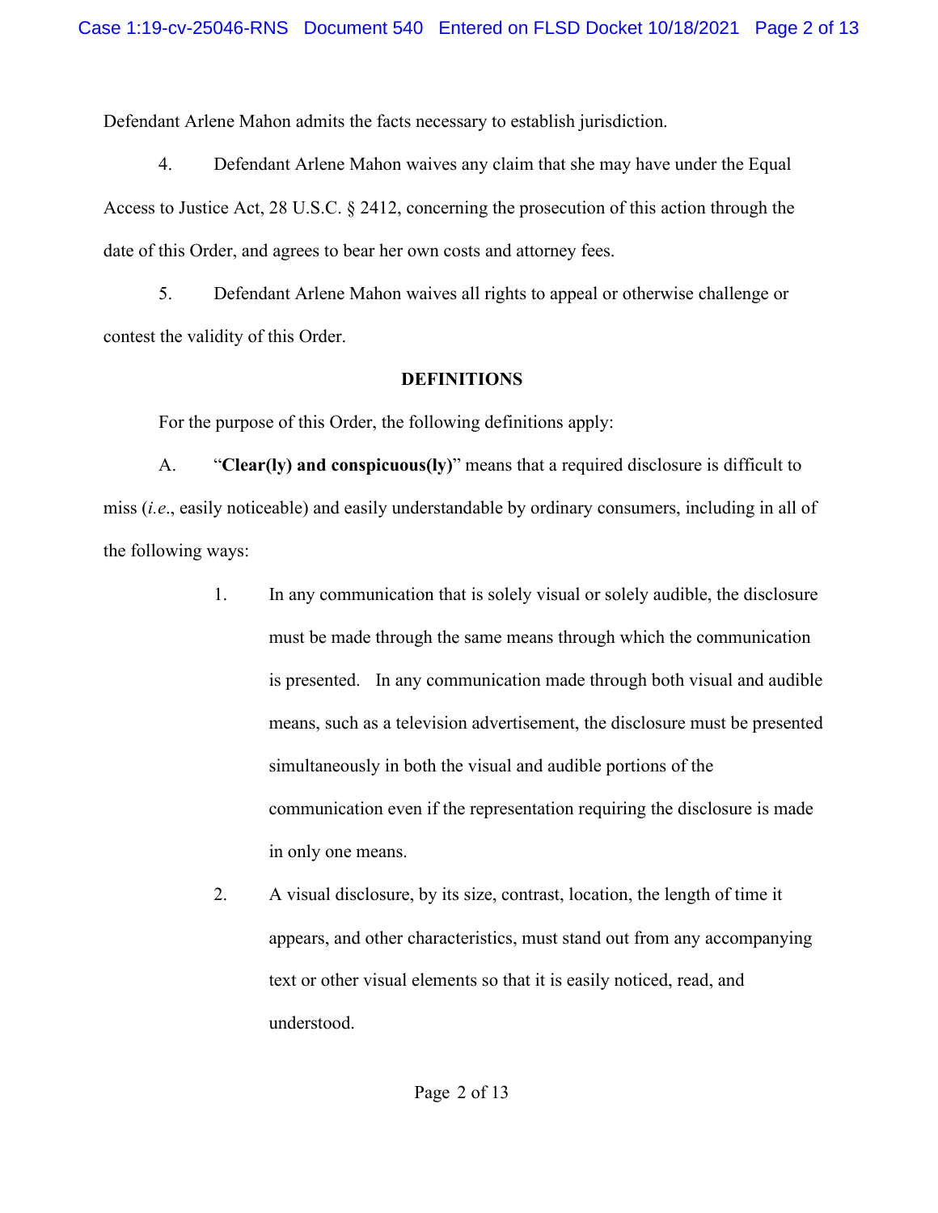Defendant Arlene Mahon admits the facts necessary to establish jurisdiction.

4. Defendant Arlene Mahon waives any claim that she may have under the Equal Access to Justice Act, 28 U.S.C. § 2412, concerning the prosecution of this action through the date of this Order, and agrees to bear her own costs and attorney fees.

5. Defendant Arlene Mahon waives all rights to appeal or otherwise challenge or contest the validity of this Order.

**DEFINITIONS**

For the purpose of this Order, the following definitions apply:

A. "**Clear(ly) and conspicuous(ly)**" means that a required disclosure is difficult to miss (*i.e*., easily noticeable) and easily understandable by ordinary consumers, including in all of the following ways:

1. In any communication that is solely visual or solely audible, the disclosure must be made through the same means through which the communication is presented. In any communication made through both visual and audible means, such as a television advertisement, the disclosure must be presented simultaneously in both the visual and audible portions of the communication even if the representation requiring the disclosure is made in only one means.

2. A visual disclosure, by its size, contrast, location, the length of time it appears, and other characteristics, must stand out from any accompanying text or other visual elements so that it is easily noticed, read, and understood.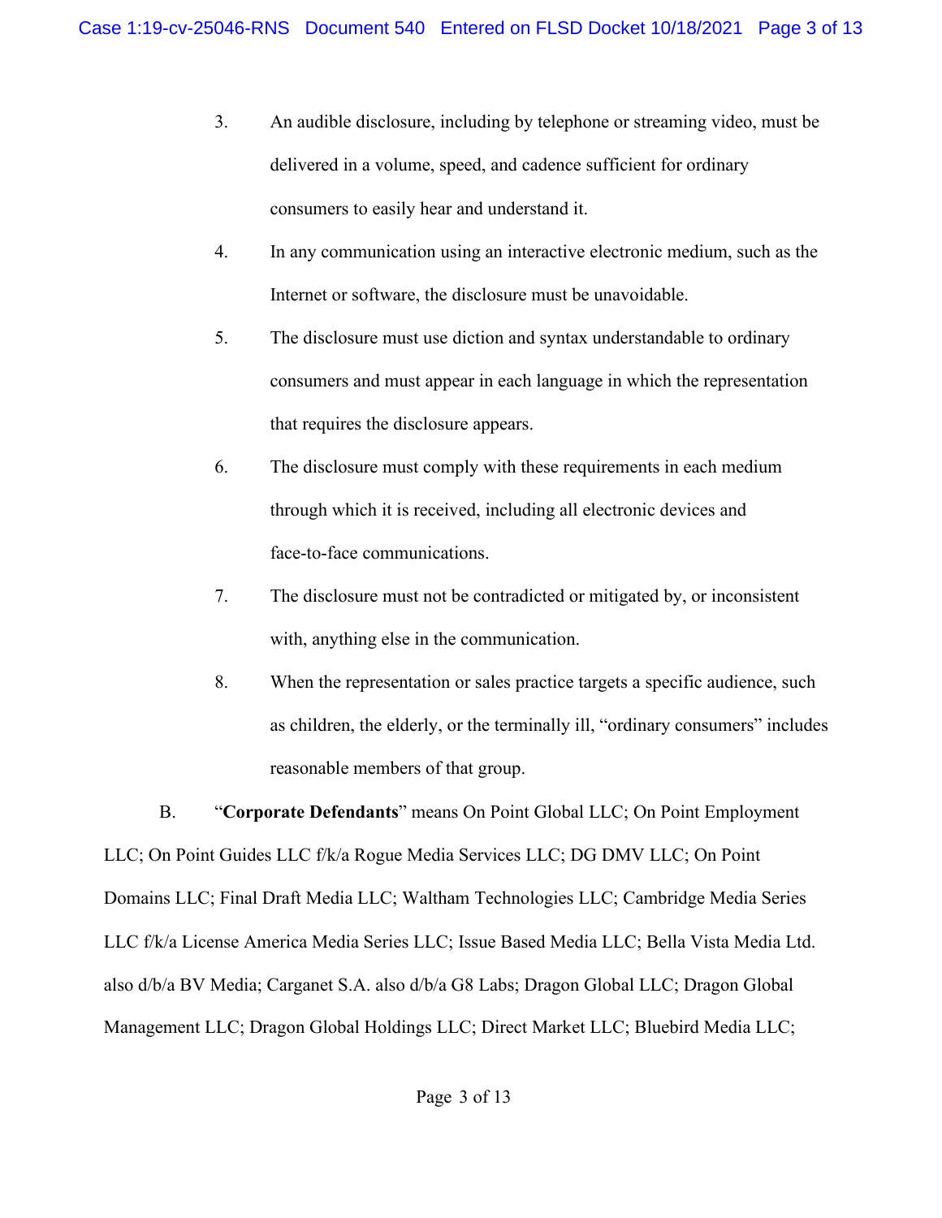3. An audible disclosure, including by telephone or streaming video, must be delivered in a volume, speed, and cadence sufficient for ordinary consumers to easily hear and understand it.

4. In any communication using an interactive electronic medium, such as the Internet or software, the disclosure must be unavoidable.

5. The disclosure must use diction and syntax understandable to ordinary consumers and must appear in each language in which the representation that requires the disclosure appears.

6. The disclosure must comply with these requirements in each medium through which it is received, including all electronic devices and face-to-face communications.

7. The disclosure must not be contradicted or mitigated by, or inconsistent with, anything else in the communication.

8. When the representation or sales practice targets a specific audience, such as children, the elderly, or the terminally ill, "ordinary consumers" includes reasonable members of that group.

B. "**Corporate Defendants**" means On Point Global LLC; On Point Employment LLC; On Point Guides LLC f/k/a Rogue Media Services LLC; DG DMV LLC; On Point Domains LLC; Final Draft Media LLC; Waltham Technologies LLC; Cambridge Media Series LLC f/k/a License America Media Series LLC; Issue Based Media LLC; Bella Vista Media Ltd. also d/b/a BV Media; Carganet S.A. also d/b/a G8 Labs; Dragon Global LLC; Dragon Global Management LLC; Dragon Global Holdings LLC; Direct Market LLC; Bluebird Media LLC;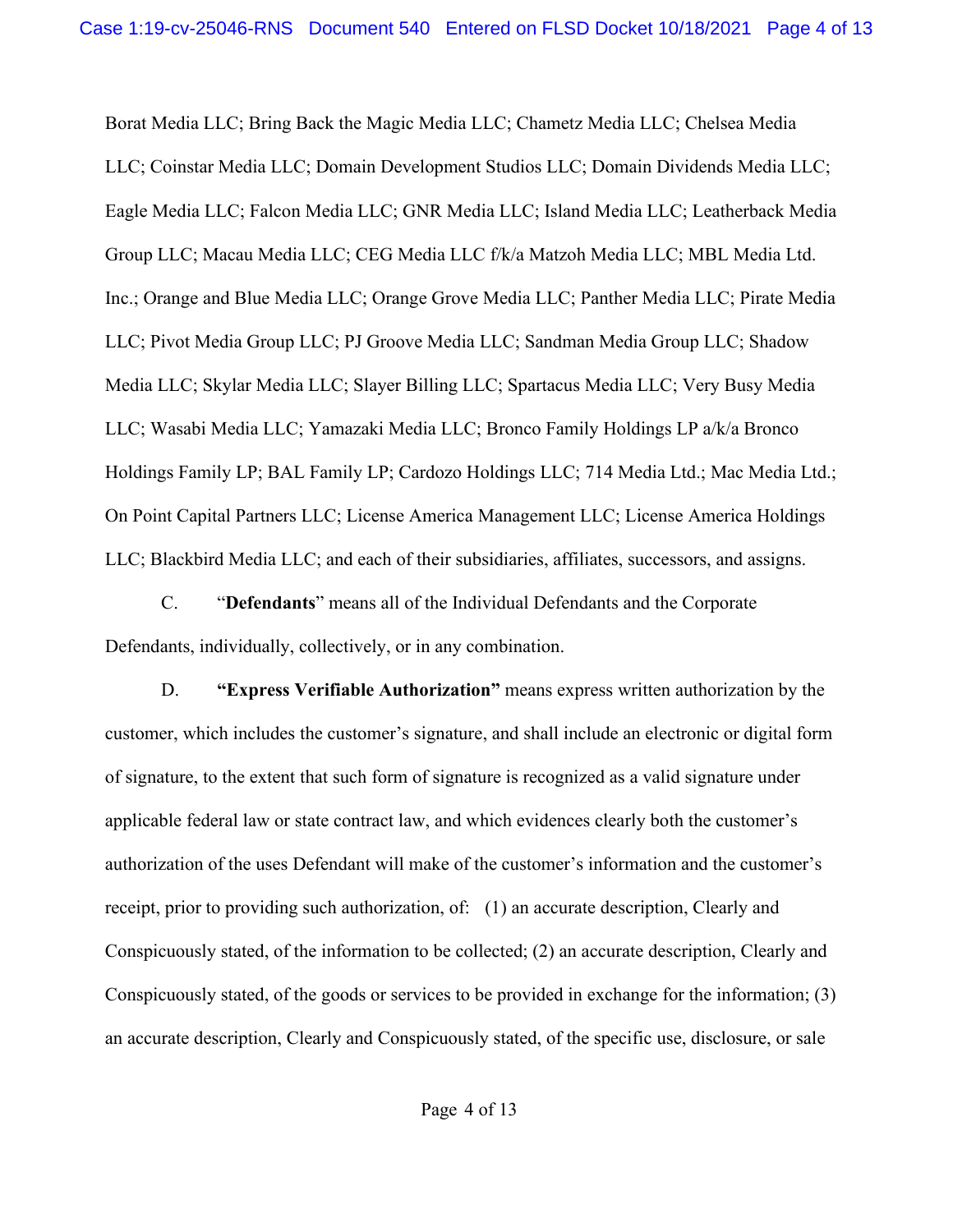Borat Media LLC; Bring Back the Magic Media LLC; Chametz Media LLC; Chelsea Media LLC; Coinstar Media LLC; Domain Development Studios LLC; Domain Dividends Media LLC; Eagle Media LLC; Falcon Media LLC; GNR Media LLC; Island Media LLC; Leatherback Media Group LLC; Macau Media LLC; CEG Media LLC f/k/a Matzoh Media LLC; MBL Media Ltd. Inc.; Orange and Blue Media LLC; Orange Grove Media LLC; Panther Media LLC; Pirate Media LLC; Pivot Media Group LLC; PJ Groove Media LLC; Sandman Media Group LLC; Shadow Media LLC; Skylar Media LLC; Slayer Billing LLC; Spartacus Media LLC; Very Busy Media LLC; Wasabi Media LLC; Yamazaki Media LLC; Bronco Family Holdings LP a/k/a Bronco Holdings Family LP; BAL Family LP; Cardozo Holdings LLC; 714 Media Ltd.; Mac Media Ltd.; On Point Capital Partners LLC; License America Management LLC; License America Holdings LLC; Blackbird Media LLC; and each of their subsidiaries, affiliates, successors, and assigns.

C. "**Defendants**" means all of the Individual Defendants and the Corporate Defendants, individually, collectively, or in any combination.

D. **"Express Verifiable Authorization"** means express written authorization by the customer, which includes the customer's signature, and shall include an electronic or digital form of signature, to the extent that such form of signature is recognized as a valid signature under applicable federal law or state contract law, and which evidences clearly both the customer's authorization of the uses Defendant will make of the customer's information and the customer's receipt, prior to providing such authorization, of: (1) an accurate description, Clearly and Conspicuously stated, of the information to be collected; (2) an accurate description, Clearly and Conspicuously stated, of the goods or services to be provided in exchange for the information; (3) an accurate description, Clearly and Conspicuously stated, of the specific use, disclosure, or sale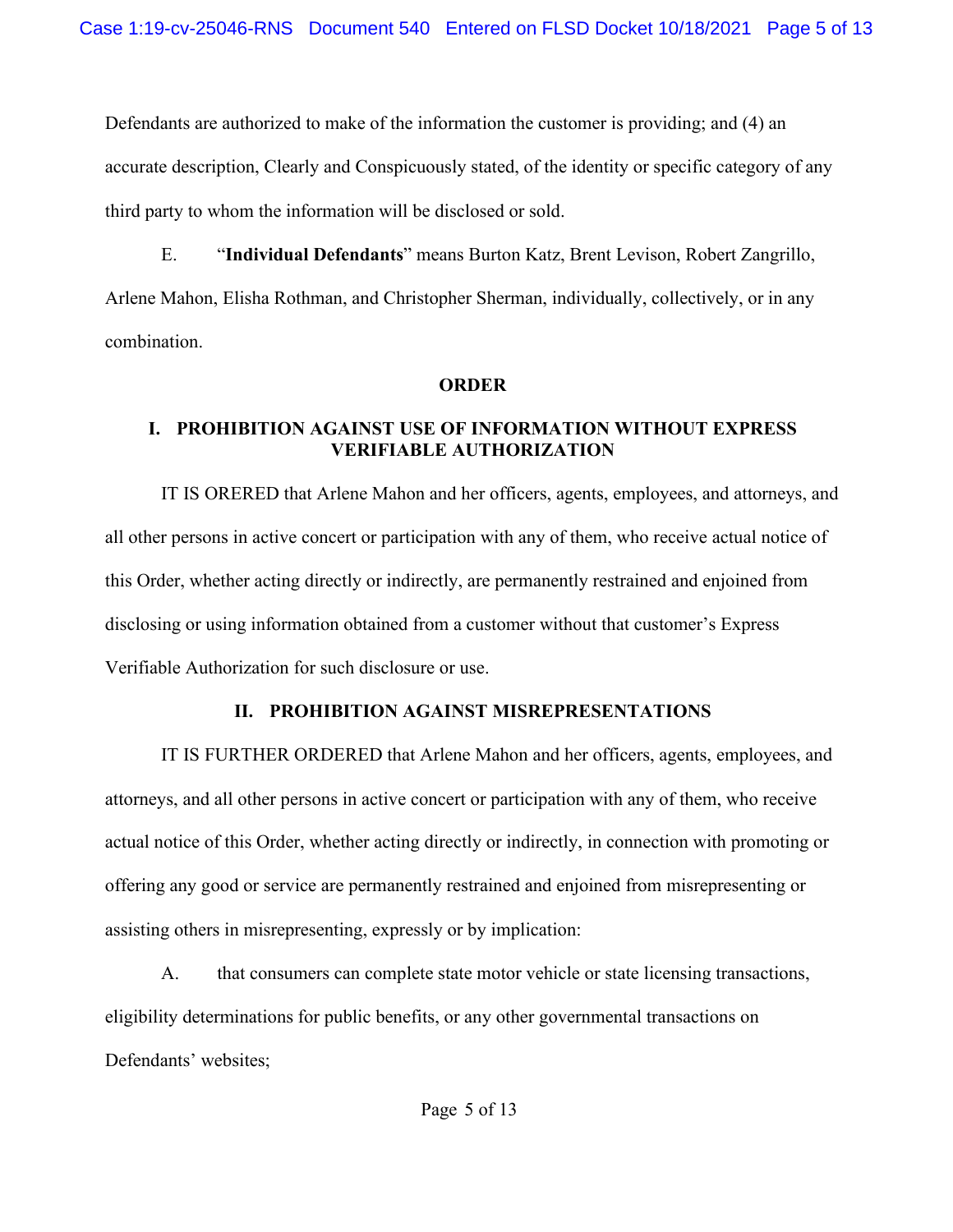Defendants are authorized to make of the information the customer is providing; and (4) an accurate description, Clearly and Conspicuously stated, of the identity or specific category of any third party to whom the information will be disclosed or sold.

E. "**Individual Defendants**" means Burton Katz, Brent Levison, Robert Zangrillo, Arlene Mahon, Elisha Rothman, and Christopher Sherman, individually, collectively, or in any combination.

## ORDER

### I. PROHIBITION AGAINST USE OF INFORMATION WITHOUT EXPRESS VERIFIABLE AUTHORIZATION

IT IS ORERED that Arlene Mahon and her officers, agents, employees, and attorneys, and all other persons in active concert or participation with any of them, who receive actual notice of this Order, whether acting directly or indirectly, are permanently restrained and enjoined from disclosing or using information obtained from a customer without that customer's Express Verifiable Authorization for such disclosure or use.

### II. PROHIBITION AGAINST MISREPRESENTATIONS

IT IS FURTHER ORDERED that Arlene Mahon and her officers, agents, employees, and attorneys, and all other persons in active concert or participation with any of them, who receive actual notice of this Order, whether acting directly or indirectly, in connection with promoting or offering any good or service are permanently restrained and enjoined from misrepresenting or assisting others in misrepresenting, expressly or by implication:

A. that consumers can complete state motor vehicle or state licensing transactions, eligibility determinations for public benefits, or any other governmental transactions on Defendants' websites;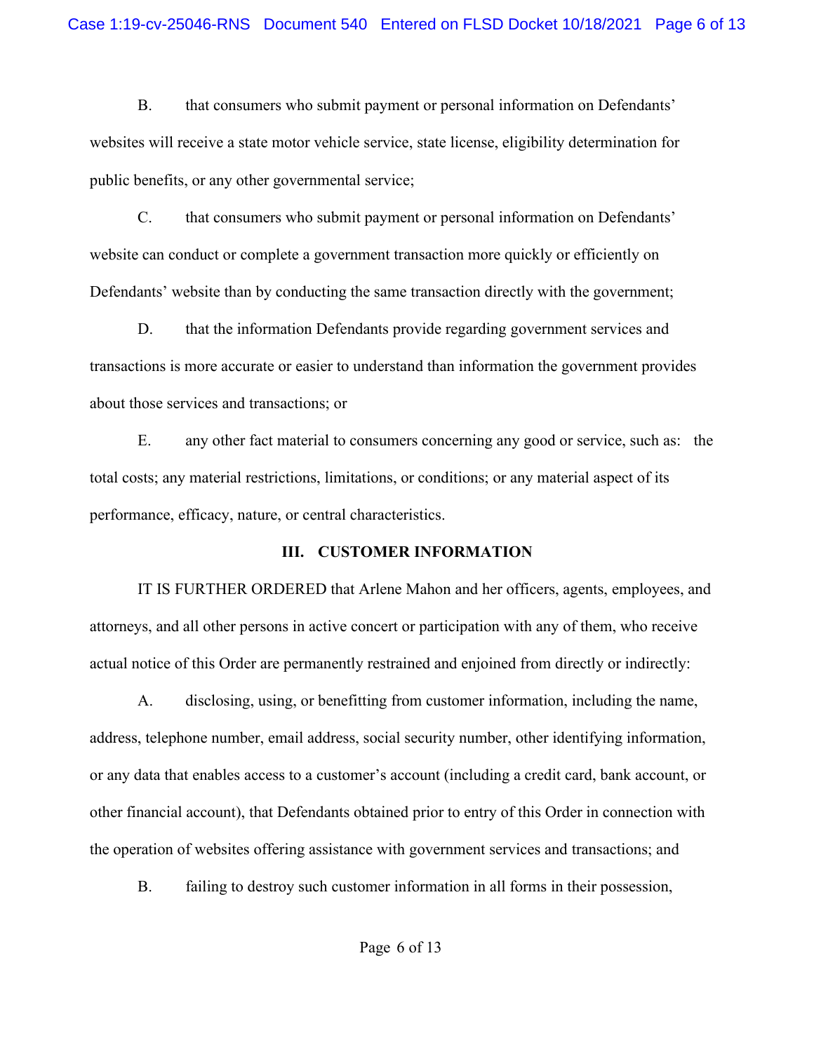B. that consumers who submit payment or personal information on Defendants' websites will receive a state motor vehicle service, state license, eligibility determination for public benefits, or any other governmental service;

C. that consumers who submit payment or personal information on Defendants' website can conduct or complete a government transaction more quickly or efficiently on Defendants' website than by conducting the same transaction directly with the government;

D. that the information Defendants provide regarding government services and transactions is more accurate or easier to understand than information the government provides about those services and transactions; or

E. any other fact material to consumers concerning any good or service, such as: the total costs; any material restrictions, limitations, or conditions; or any material aspect of its performance, efficacy, nature, or central characteristics.

## III. CUSTOMER INFORMATION

IT IS FURTHER ORDERED that Arlene Mahon and her officers, agents, employees, and attorneys, and all other persons in active concert or participation with any of them, who receive actual notice of this Order are permanently restrained and enjoined from directly or indirectly:

A. disclosing, using, or benefitting from customer information, including the name, address, telephone number, email address, social security number, other identifying information, or any data that enables access to a customer's account (including a credit card, bank account, or other financial account), that Defendants obtained prior to entry of this Order in connection with the operation of websites offering assistance with government services and transactions; and

B. failing to destroy such customer information in all forms in their possession,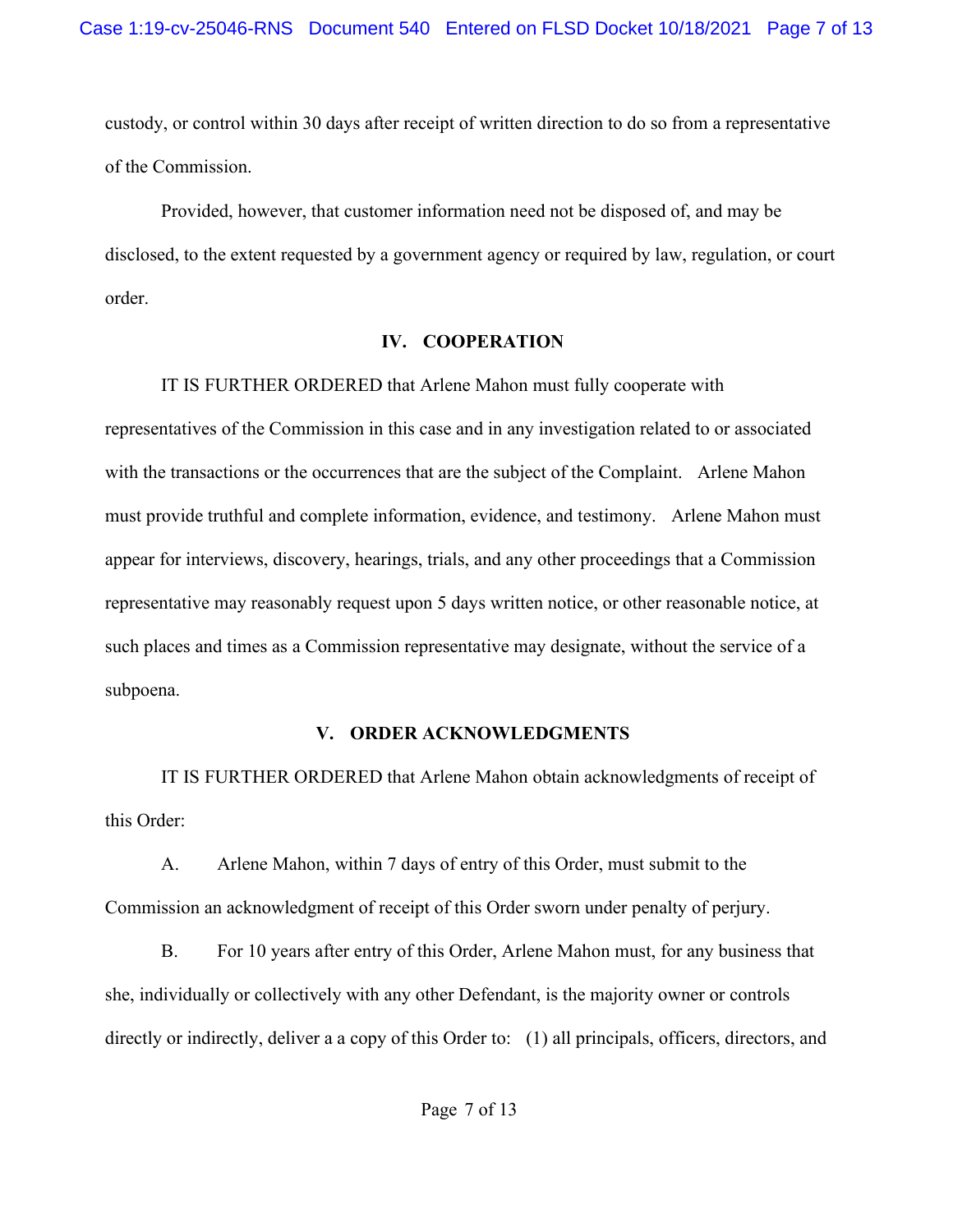custody, or control within 30 days after receipt of written direction to do so from a representative of the Commission.

Provided, however, that customer information need not be disposed of, and may be disclosed, to the extent requested by a government agency or required by law, regulation, or court order.

## IV. COOPERATION

IT IS FURTHER ORDERED that Arlene Mahon must fully cooperate with representatives of the Commission in this case and in any investigation related to or associated with the transactions or the occurrences that are the subject of the Complaint. Arlene Mahon must provide truthful and complete information, evidence, and testimony. Arlene Mahon must appear for interviews, discovery, hearings, trials, and any other proceedings that a Commission representative may reasonably request upon 5 days written notice, or other reasonable notice, at such places and times as a Commission representative may designate, without the service of a subpoena.

## V. ORDER ACKNOWLEDGMENTS

IT IS FURTHER ORDERED that Arlene Mahon obtain acknowledgments of receipt of this Order:

A. Arlene Mahon, within 7 days of entry of this Order, must submit to the Commission an acknowledgment of receipt of this Order sworn under penalty of perjury.

B. For 10 years after entry of this Order, Arlene Mahon must, for any business that she, individually or collectively with any other Defendant, is the majority owner or controls directly or indirectly, deliver a a copy of this Order to: (1) all principals, officers, directors, and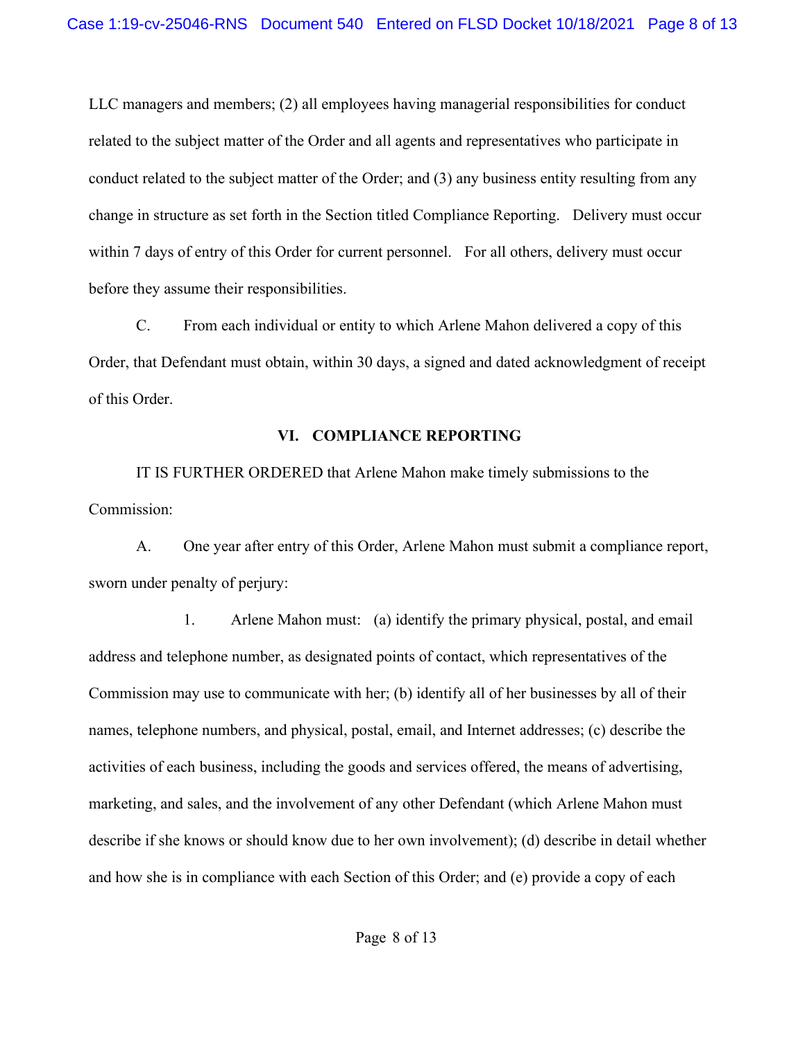LLC managers and members; (2) all employees having managerial responsibilities for conduct related to the subject matter of the Order and all agents and representatives who participate in conduct related to the subject matter of the Order; and (3) any business entity resulting from any change in structure as set forth in the Section titled Compliance Reporting. Delivery must occur within 7 days of entry of this Order for current personnel. For all others, delivery must occur before they assume their responsibilities.

C. From each individual or entity to which Arlene Mahon delivered a copy of this Order, that Defendant must obtain, within 30 days, a signed and dated acknowledgment of receipt of this Order.

## VI. COMPLIANCE REPORTING

IT IS FURTHER ORDERED that Arlene Mahon make timely submissions to the Commission:

A. One year after entry of this Order, Arlene Mahon must submit a compliance report, sworn under penalty of perjury:

1. Arlene Mahon must: (a) identify the primary physical, postal, and email address and telephone number, as designated points of contact, which representatives of the Commission may use to communicate with her; (b) identify all of her businesses by all of their names, telephone numbers, and physical, postal, email, and Internet addresses; (c) describe the activities of each business, including the goods and services offered, the means of advertising, marketing, and sales, and the involvement of any other Defendant (which Arlene Mahon must describe if she knows or should know due to her own involvement); (d) describe in detail whether and how she is in compliance with each Section of this Order; and (e) provide a copy of each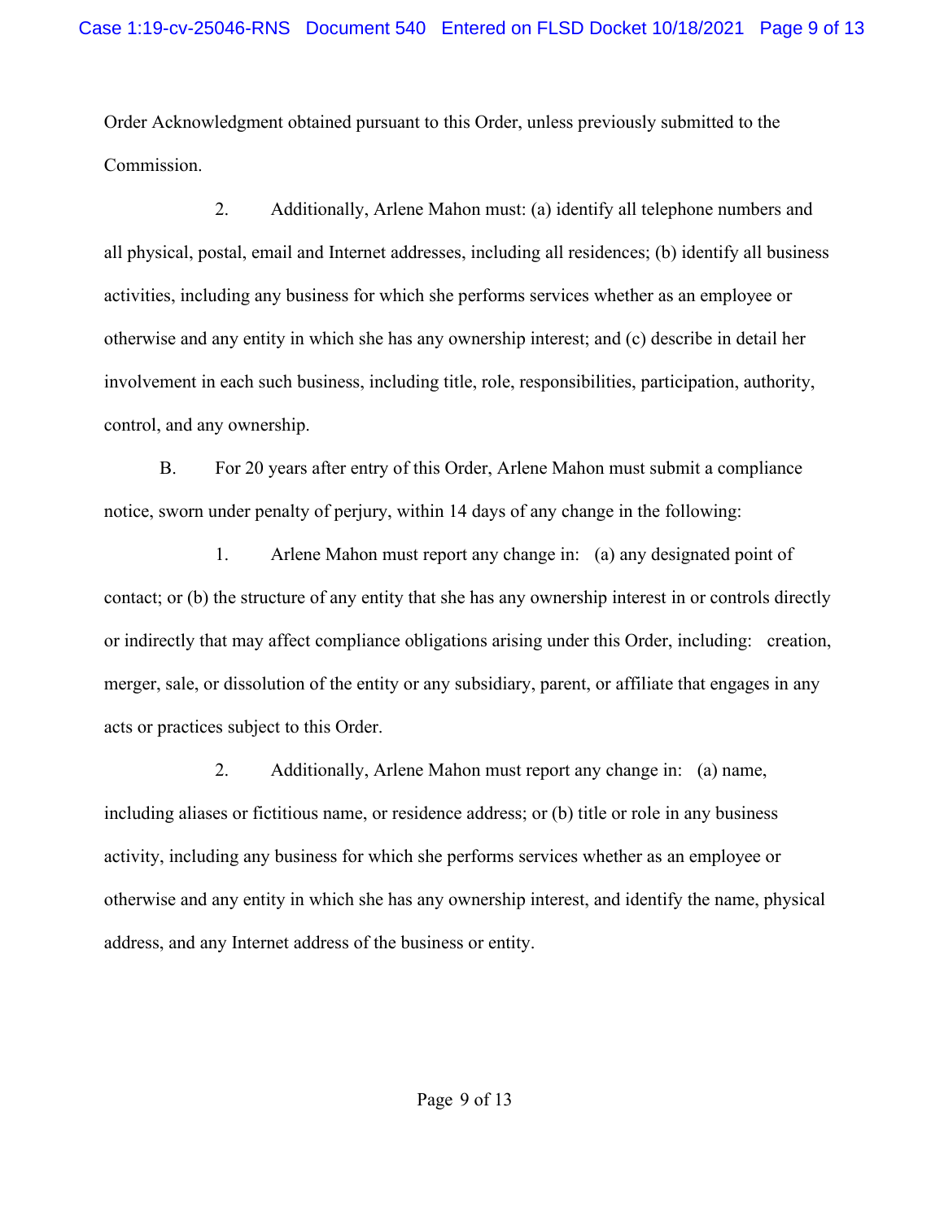Order Acknowledgment obtained pursuant to this Order, unless previously submitted to the Commission.

2. Additionally, Arlene Mahon must: (a) identify all telephone numbers and all physical, postal, email and Internet addresses, including all residences; (b) identify all business activities, including any business for which she performs services whether as an employee or otherwise and any entity in which she has any ownership interest; and (c) describe in detail her involvement in each such business, including title, role, responsibilities, participation, authority, control, and any ownership.

B. For 20 years after entry of this Order, Arlene Mahon must submit a compliance notice, sworn under penalty of perjury, within 14 days of any change in the following:

1. Arlene Mahon must report any change in: (a) any designated point of contact; or (b) the structure of any entity that she has any ownership interest in or controls directly or indirectly that may affect compliance obligations arising under this Order, including: creation, merger, sale, or dissolution of the entity or any subsidiary, parent, or affiliate that engages in any acts or practices subject to this Order.

2. Additionally, Arlene Mahon must report any change in: (a) name, including aliases or fictitious name, or residence address; or (b) title or role in any business activity, including any business for which she performs services whether as an employee or otherwise and any entity in which she has any ownership interest, and identify the name, physical address, and any Internet address of the business or entity.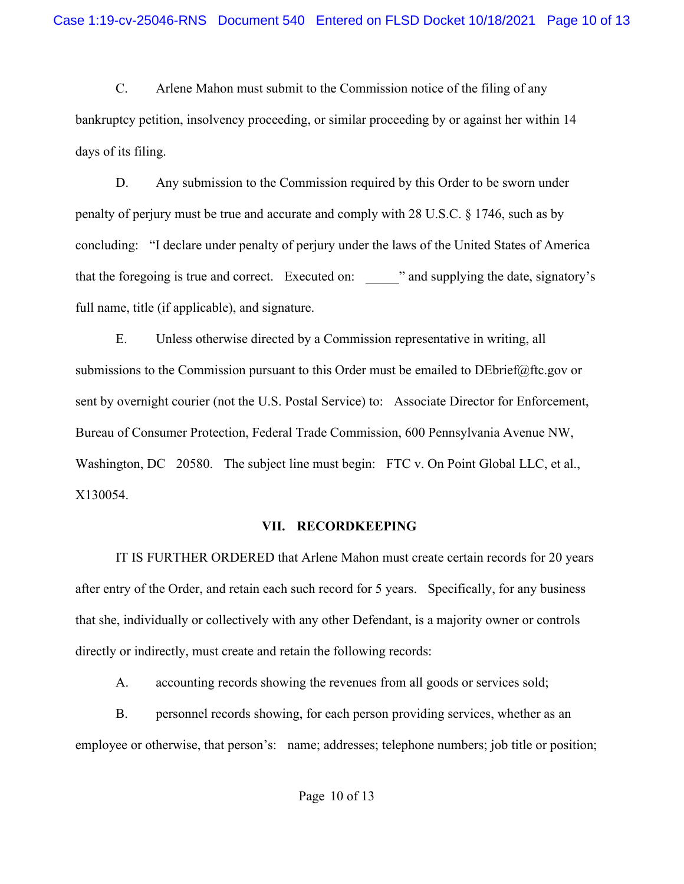C. Arlene Mahon must submit to the Commission notice of the filing of any bankruptcy petition, insolvency proceeding, or similar proceeding by or against her within 14 days of its filing.

D. Any submission to the Commission required by this Order to be sworn under penalty of perjury must be true and accurate and comply with 28 U.S.C. § 1746, such as by concluding: "I declare under penalty of perjury under the laws of the United States of America that the foregoing is true and correct. Executed on: _____" and supplying the date, signatory's full name, title (if applicable), and signature.

E. Unless otherwise directed by a Commission representative in writing, all submissions to the Commission pursuant to this Order must be emailed to DEbrief@ftc.gov or sent by overnight courier (not the U.S. Postal Service) to: Associate Director for Enforcement, Bureau of Consumer Protection, Federal Trade Commission, 600 Pennsylvania Avenue NW, Washington, DC 20580. The subject line must begin: FTC v. On Point Global LLC, et al., X130054.

## VII. RECORDKEEPING

IT IS FURTHER ORDERED that Arlene Mahon must create certain records for 20 years after entry of the Order, and retain each such record for 5 years. Specifically, for any business that she, individually or collectively with any other Defendant, is a majority owner or controls directly or indirectly, must create and retain the following records:

A. accounting records showing the revenues from all goods or services sold;

B. personnel records showing, for each person providing services, whether as an employee or otherwise, that person's: name; addresses; telephone numbers; job title or position;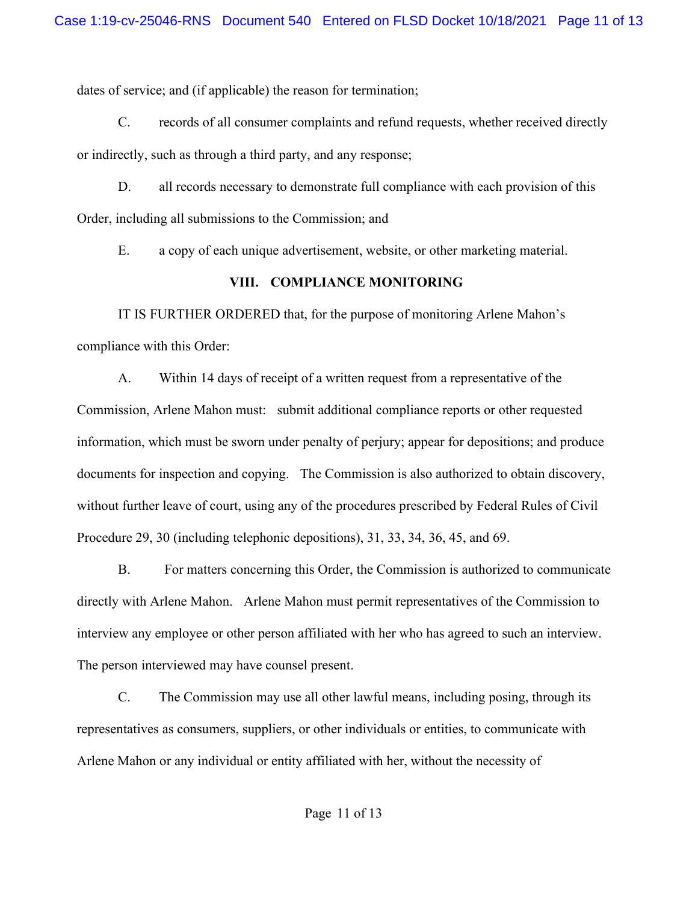dates of service; and (if applicable) the reason for termination;

C. records of all consumer complaints and refund requests, whether received directly or indirectly, such as through a third party, and any response;

D. all records necessary to demonstrate full compliance with each provision of this Order, including all submissions to the Commission; and

E. a copy of each unique advertisement, website, or other marketing material.

## VIII. COMPLIANCE MONITORING

IT IS FURTHER ORDERED that, for the purpose of monitoring Arlene Mahon's compliance with this Order:

A. Within 14 days of receipt of a written request from a representative of the Commission, Arlene Mahon must: submit additional compliance reports or other requested information, which must be sworn under penalty of perjury; appear for depositions; and produce documents for inspection and copying. The Commission is also authorized to obtain discovery, without further leave of court, using any of the procedures prescribed by Federal Rules of Civil Procedure 29, 30 (including telephonic depositions), 31, 33, 34, 36, 45, and 69.

B. For matters concerning this Order, the Commission is authorized to communicate directly with Arlene Mahon. Arlene Mahon must permit representatives of the Commission to interview any employee or other person affiliated with her who has agreed to such an interview. The person interviewed may have counsel present.

C. The Commission may use all other lawful means, including posing, through its representatives as consumers, suppliers, or other individuals or entities, to communicate with Arlene Mahon or any individual or entity affiliated with her, without the necessity of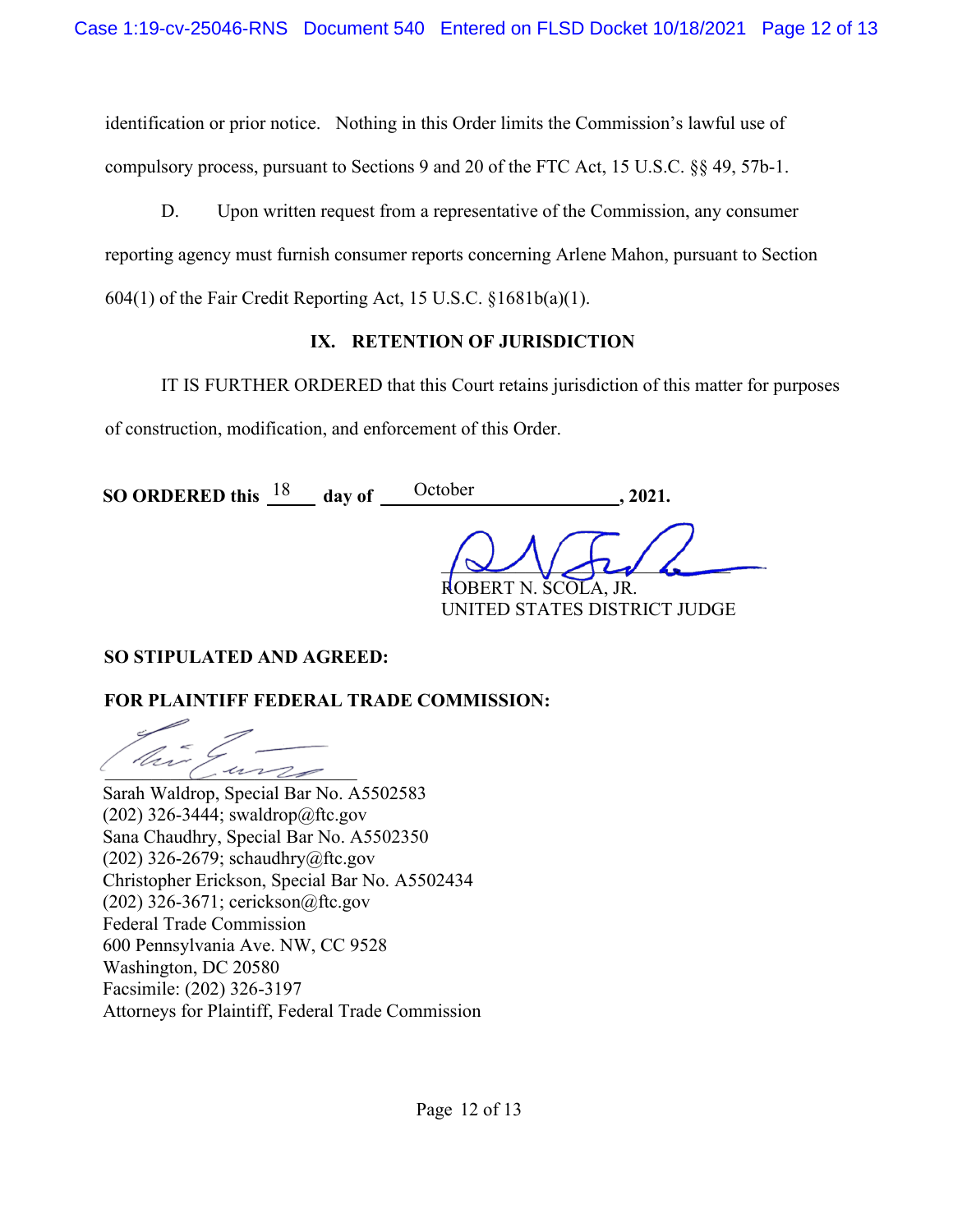identification or prior notice. Nothing in this Order limits the Commission's lawful use of compulsory process, pursuant to Sections 9 and 20 of the FTC Act, 15 U.S.C. §§ 49, 57b-1.

D. Upon written request from a representative of the Commission, any consumer reporting agency must furnish consumer reports concerning Arlene Mahon, pursuant to Section 604(1) of the Fair Credit Reporting Act, 15 U.S.C. §1681b(a)(1).

## IX. RETENTION OF JURISDICTION

IT IS FURTHER ORDERED that this Court retains jurisdiction of this matter for purposes of construction, modification, and enforcement of this Order.

**SO ORDERED this** 18 **day of** October **, 2021.**

ROBERT N. SCOLA, JR.
UNITED STATES DISTRICT JUDGE

**SO STIPULATED AND AGREED:**

**FOR PLAINTIFF FEDERAL TRADE COMMISSION:**

Sarah Waldrop, Special Bar No. A5502583
(202) 326-3444; swaldrop@ftc.gov
Sana Chaudhry, Special Bar No. A5502350
(202) 326-2679; schaudhry@ftc.gov
Christopher Erickson, Special Bar No. A5502434
(202) 326-3671; cerickson@ftc.gov
Federal Trade Commission
600 Pennsylvania Ave. NW, CC 9528
Washington, DC 20580
Facsimile: (202) 326-3197
Attorneys for Plaintiff, Federal Trade Commission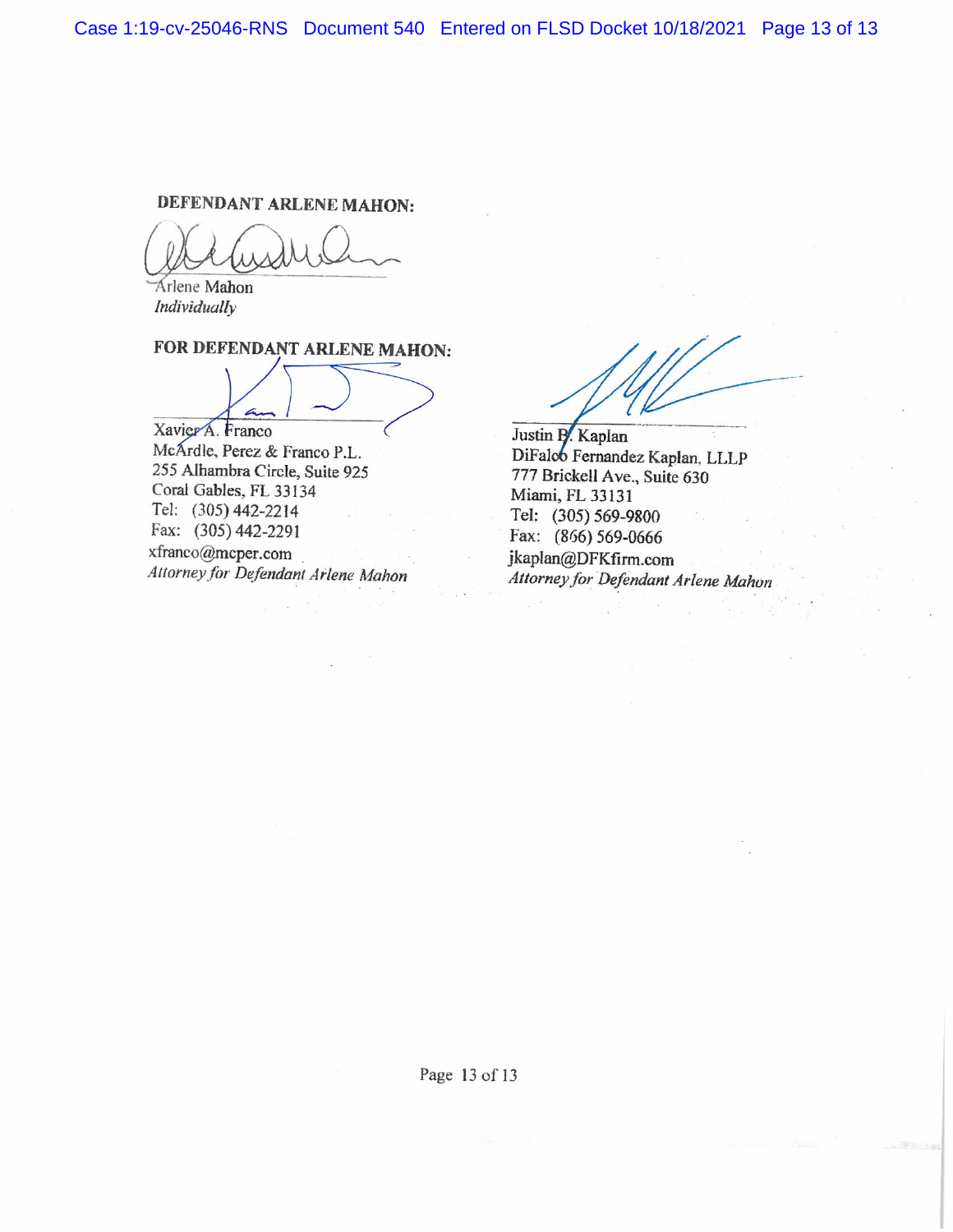**DEFENDANT ARLENE MAHON:**

Arlene Mahon
*Individually*

**FOR DEFENDANT ARLENE MAHON:**

Xavier A. Franco
McArdle, Perez & Franco P.L.
255 Alhambra Circle, Suite 925
Coral Gables, FL 33134
Tel: (305) 442-2214
Fax: (305) 442-2291
xfranco@mcper.com
*Attorney for Defendant Arlene Mahon*

Justin B. Kaplan
DiFalco Fernandez Kaplan, LLLP
777 Brickell Ave., Suite 630
Miami, FL 33131
Tel: (305) 569-9800
Fax: (866) 569-0666
jkaplan@DFKfirm.com
*Attorney for Defendant Arlene Mahon*